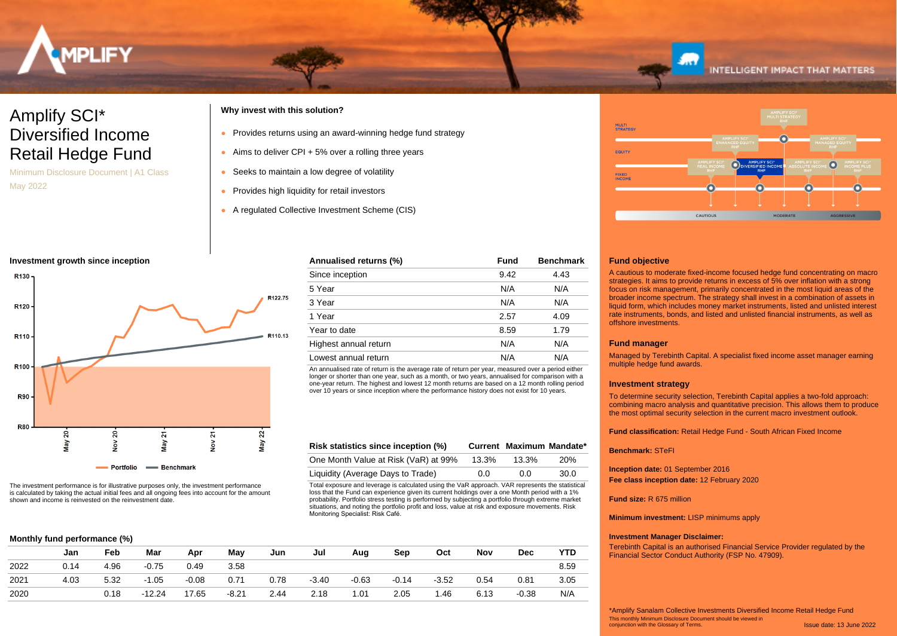# Amplify SCI* Diversified Income Retail Hedge Fund

Minimum Disclosure Document | A1 Class

May 2022

**Why invest with this solution?**

- Provides returns using an award-winning hedge fund strategy
- Aims to deliver CPI + 5% over a rolling three years
- Seeks to maintain a low degree of volatility
- Provides high liquidity for retail investors
- A regulated Collective Investment Scheme (CIS)

**Investment growth since inception**

Portfolio: R122.75 | Benchmark: R110.13

The investment performance is for illustrative purposes only, the investment performance is calculated by taking the actual initial fees and all ongoing fees into account for the amount shown and income is reinvested on the reinvestment date.

| Annualised returns (%) | Fund | Benchmark |
|---|---|---|
| Since inception | 9.42 | 4.43 |
| 5 Year | N/A | N/A |
| 3 Year | N/A | N/A |
| 1 Year | 2.57 | 4.09 |
| Year to date | 8.59 | 1.79 |
| Highest annual return | N/A | N/A |
| Lowest annual return | N/A | N/A |

An annualised rate of return is the average rate of return per year, measured over a period either longer or shorter than one year, such as a month, or two years, annualised for comparison with a one-year return. The highest and lowest 12 month returns are based on a 12 month rolling period over 10 years or since inception where the performance history does not exist for 10 years.

| Risk statistics since inception (%) | Current | Maximum | Mandate* |
|---|---|---|---|
| One Month Value at Risk (VaR) at 99% | 13.3% | 13.3% | 20% |
| Liquidity (Average Days to Trade) | 0.0 | 0.0 | 30.0 |

Total exposure and leverage is calculated using the VaR approach. VAR represents the statistical loss that the Fund can experience given its current holdings over a one Month period with a 1% probability. Portfolio stress testing is performed by subjecting a portfolio through extreme market situations, and noting the portfolio profit and loss, value at risk and exposure movements. Risk Monitoring Specialist: Risk Café.

**Monthly fund performance (%)**

| | Jan | Feb | Mar | Apr | May | Jun | Jul | Aug | Sep | Oct | Nov | Dec | YTD |
|---|---|---|---|---|---|---|---|---|---|---|---|---|---|
| 2022 | 0.14 | 4.96 | -0.75 | 0.49 | 3.58 | | | | | | | | 8.59 |
| 2021 | 4.03 | 5.32 | -1.05 | -0.08 | 0.71 | 0.78 | -3.40 | -0.63 | -0.14 | -3.52 | 0.54 | 0.81 | 3.05 |
| 2020 | | 0.18 | -12.24 | 17.65 | -8.21 | 2.44 | 2.18 | 1.01 | 2.05 | 1.46 | 6.13 | -0.38 | N/A |

## Fund objective

A cautious to moderate fixed-income focused hedge fund concentrating on macro strategies. It aims to provide returns in excess of 5% over inflation with a strong focus on risk management, primarily concentrated in the most liquid areas of the broader income spectrum. The strategy shall invest in a combination of assets in liquid form, which includes money market instruments, listed and unlisted interest rate instruments, bonds, and listed and unlisted financial instruments, as well as offshore investments.

## Fund manager

Managed by Terebinth Capital. A specialist fixed income asset manager earning multiple hedge fund awards.

## Investment strategy

To determine security selection, Terebinth Capital applies a two-fold approach: combining macro analysis and quantitative precision. This allows them to produce the most optimal security selection in the current macro investment outlook.

**Fund classification:** Retail Hedge Fund - South African Fixed Income

**Benchmark:** STeFI

**Inception date:** 01 September 2016

**Fee class inception date:** 12 February 2020

**Fund size:** R 675 million

**Minimum investment:** LISP minimums apply

**Investment Manager Disclaimer:**

Terebinth Capital is an authorised Financial Service Provider regulated by the Financial Sector Conduct Authority (FSP No. 47909).

*Amplify Sanalam Collective Investments Diversified Income Retail Hedge Fund

This monthly Minimum Disclosure Document should be viewed in conjunction with the Glossary of Terms.

Issue date: 13 June 2022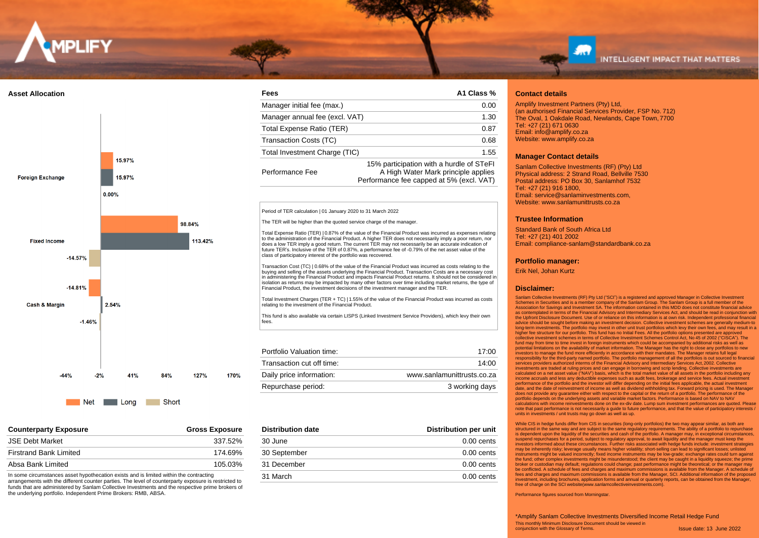## Asset Allocation

Foreign Exchange
15.97%
15.97%
0.00%

Fixed Income
98.84%
113.42%
-14.57%

Cash & Margin
-14.81%
2.54%
-1.46%

-44% -2% 41% 84% 127% 170%

Net Long Short

## Counterparty Exposure

| Counterparty Exposure | Gross Exposure |
|---|---|
| JSE Debt Market | 337.52% |
| Firstrand Bank Limited | 174.69% |
| Absa Bank Limited | 105.03% |

In some circumstances asset hypothecation exists and is limited within the contracting arrangements with the different counter parties. The level of counterparty exposure is restricted to funds that are administered by Sanlam Collective Investments and the respective prime brokers of the underlying portfolio. Independent Prime Brokers: RMB, ABSA.

## Fees

| Fees | A1 Class % |
|---|---|
| Manager initial fee (max.) | 0.00 |
| Manager annual fee (excl. VAT) | 1.30 |
| Total Expense Ratio (TER) | 0.87 |
| Transaction Costs (TC) | 0.68 |
| Total Investment Charge (TIC) | 1.55 |
| Performance Fee | 15% participation with a hurdle of STeFI A High Water Mark principle applies Performance fee capped at 5% (excl. VAT) |

Period of TER calculation | 01 January 2020 to 31 March 2022

The TER will be higher than the quoted service charge of the manager.

Total Expense Ratio (TER) | 0.87% of the value of the Financial Product was incurred as expenses relating to the administration of the Financial Product. A higher TER does not necessarily imply a poor return, nor does a low TER imply a good return. The current TER may not necessarily be an accurate indication of future TER's. Inclusive of the TER of 0.87%, a performance fee of -0.79% of the net asset value of the class of participatory interest of the portfolio was recovered.

Transaction Cost (TC) | 0.68% of the value of the Financial Product was incurred as costs relating to the buying and selling of the assets underlying the Financial Product. Transaction Costs are a necessary cost in administering the Financial Product and impacts Financial Product returns. It should not be considered in isolation as returns may be impacted by many other factors over time including market returns, the type of Financial Product, the investment decisions of the investment manager and the TER.

Total Investment Charges (TER + TC) | 1.55% of the value of the Financial Product was incurred as costs relating to the investment of the Financial Product.

This fund is also available via certain LISPS (Linked Investment Service Providers), which levy their own fees.

| | |
|---|---|
| Portfolio Valuation time: | 17:00 |
| Transaction cut off time: | 14:00 |
| Daily price information: | www.sanlamunittrusts.co.za |
| Repurchase period: | 3 working days |

| Distribution date | Distribution per unit |
|---|---|
| 30 June | 0.00 cents |
| 30 September | 0.00 cents |
| 31 December | 0.00 cents |
| 31 March | 0.00 cents |

## Contact details

Amplify Investment Partners (Pty) Ltd,
(an authorised Financial Services Provider, FSP No. 712)
The Oval, 1 Oakdale Road, Newlands, Cape Town, 7700
Tel: +27 (21) 671 0630
Email: info@amplify.co.za
Website: www.amplify.co.za

## Manager Contact details

Sanlam Collective Investments (RF) (Pty) Ltd
Physical address: 2 Strand Road, Bellville 7530
Postal address: PO Box 30, Sanlamhof 7532
Tel: +27 (21) 916 1800,
Email: service@sanlaminvestments.com,
Website: www.sanlamunittrusts.co.za

## Trustee Information

Standard Bank of South Africa Ltd
Tel: +27 (21) 401 2002
Email: compliance-sanlam@standardbank.co.za

## Portfolio manager:

Erik Nel, Johan Kurtz

## Disclaimer:

Sanlam Collective Investments (RF) Pty Ltd ("SCI") is a registered and approved Manager in Collective Investment Schemes in Securities and is a member company of the Sanlam Group. The Sanlam Group is a full member of the Association for Savings and Investment SA. The information contained in this MDD does not constitute financial advice as contemplated in terms of the Financial Advisory and Intermediary Services Act, and should be read in conjunction with the Upfront Disclosure Document. Use of or reliance on this information is at own risk. Independent professional financial advice should be sought before making an investment decision. Collective investment schemes are generally medium-to long-term investments. The portfolio may invest in other unit trust portfolios which levy their own fees, and may result in a higher fee structure for our portfolio. This fund has no Initial Fees. All the portfolio options presented are approved collective investment schemes in terms of Collective Investment Schemes Control Act, No 45 of 2002 ("CISCA"). The fund may from time to time invest in foreign instruments which could be accompanied by additional risks as well as potential limitations on the availability of market information. The Manager has the right to close any portfolios to new investors to manage the fund more efficiently in accordance with their mandates. The Manager retains full legal responsibility for the third-party named portfolio. The portfolio management of all the portfolios is out sourced to financial services providers authorized interms of the Financial Advisory and Intermediary Services Act, 2002. Collective investments are traded at ruling prices and can engage in borrowing and scrip lending. Collective investments are calculated on a net asset value ("NAV") basis, which is the total market value of all assets in the portfolio including any income accruals and less any deductible expenses such as audit fees, brokerage and service fees. Actual investment performance of the portfolio and the investor will differ depending on the initial fees applicable, the actual investment date, and the date of reinvestment of income as well as dividend withholding tax. Forward pricing is used. The Manager does not provide any guarantee either with respect to the capital or the return of a portfolio. The performance of the portfolio depends on the underlying assets and variable market factors. Performance is based on NAV to NAV calculations with income reinvestments done on the ex-div date. Lump sum investment performances are quoted. Please note that past performance is not necessarily a guide to future performance, and that the value of participatory interests / units in investments / unit trusts may go down as well as up.

While CIS in hedge funds differ from CIS in securities (long-only portfolios) the two may appear similar, as both are structured in the same way and are subject to the same regulatory requirements. The ability of a portfolio to repurchase is dependent upon the liquidity of the securities and cash of the portfolio. A manager may, in exceptional circumstances, suspend repurchases for a period, subject to regulatory approval, to await liquidity and the manager must keep the investors informed about these circumstances. Further risks associated with hedge funds include: investment strategies may be inherently risky; leverage usually means higher volatility; short-selling can lead to significant losses; unlisted instruments might be valued incorrectly; fixed income instruments may be low-grade; exchange rates could turn against the fund; other complex investments might be misunderstood; the client may be caught in a liquidity squeeze; the prime broker or custodian may default; regulations could change; past performance might be theoretical; or the manager may be conflicted. A schedule of fees and charges and maximum commissions is available from the Manager. A schedule of fees and charges and maximum commissions is available from the Manager, SCI. Additional information of the proposed investment, including brochures, application forms and annual or quarterly reports, can be obtained from the Manager, free of charge on the SCI website(www.sanlamcollectiveinvestments.com).

Performance figures sourced from Morningstar.

*Amplify Sanlam Collective Investments Diversified Income Retail Hedge Fund

This monthly Minimum Disclosure Document should be viewed in conjunction with the Glossary of Terms.

Issue date: 13 June 2022